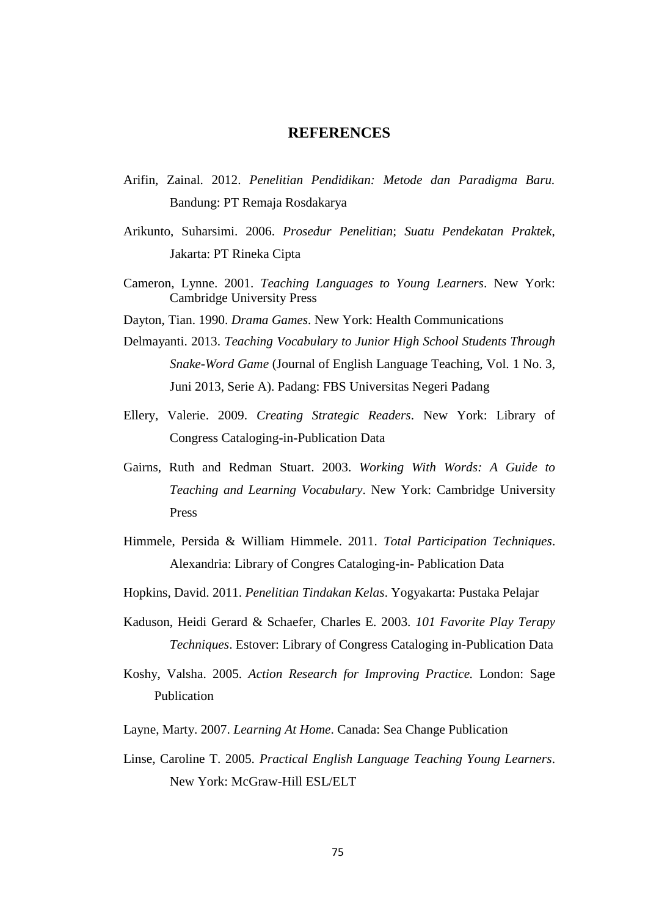# REFERENCES

Arifin, Zainal. 2012. *Penelitian Pendidikan: Metode dan Paradigma Baru.* Bandung: PT Remaja Rosdakarya

Arikunto, Suharsimi. 2006. *Prosedur Penelitian*; *Suatu Pendekatan Praktek*, Jakarta: PT Rineka Cipta

Cameron, Lynne. 2001. *Teaching Languages to Young Learners*. New York: Cambridge University Press

Dayton, Tian. 1990. *Drama Games*. New York: Health Communications

Delmayanti. 2013. *Teaching Vocabulary to Junior High School Students Through Snake-Word Game* (Journal of English Language Teaching, Vol. 1 No. 3, Juni 2013, Serie A). Padang: FBS Universitas Negeri Padang

Ellery, Valerie. 2009. *Creating Strategic Readers*. New York: Library of Congress Cataloging-in-Publication Data

Gairns, Ruth and Redman Stuart. 2003. *Working With Words: A Guide to Teaching and Learning Vocabulary*. New York: Cambridge University Press

Himmele, Persida & William Himmele. 2011. *Total Participation Techniques*. Alexandria: Library of Congres Cataloging-in- Pablication Data

Hopkins, David. 2011. *Penelitian Tindakan Kelas*. Yogyakarta: Pustaka Pelajar

Kaduson, Heidi Gerard & Schaefer, Charles E. 2003. *101 Favorite Play Terapy Techniques*. Estover: Library of Congress Cataloging in-Publication Data

Koshy, Valsha. 2005. *Action Research for Improving Practice.* London: Sage Publication

Layne, Marty. 2007. *Learning At Home*. Canada: Sea Change Publication

Linse, Caroline T. 2005. *Practical English Language Teaching Young Learners*. New York: McGraw-Hill ESL/ELT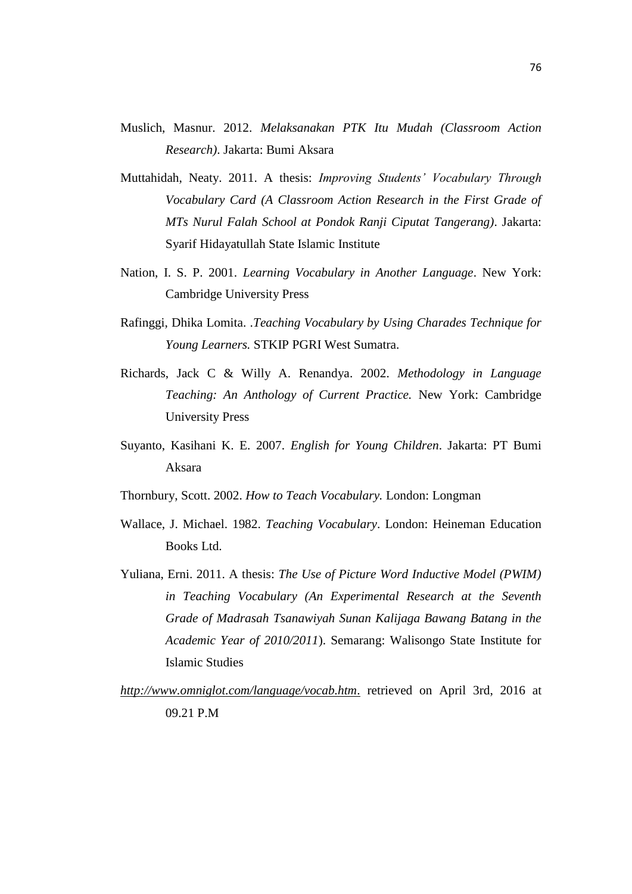Muslich, Masnur. 2012. *Melaksanakan PTK Itu Mudah (Classroom Action Research)*. Jakarta: Bumi Aksara

Muttahidah, Neaty. 2011. A thesis: *Improving Students' Vocabulary Through Vocabulary Card (A Classroom Action Research in the First Grade of MTs Nurul Falah School at Pondok Ranji Ciputat Tangerang)*. Jakarta: Syarif Hidayatullah State Islamic Institute

Nation, I. S. P. 2001. *Learning Vocabulary in Another Language*. New York: Cambridge University Press

Rafinggi, Dhika Lomita. .*Teaching Vocabulary by Using Charades Technique for Young Learners.* STKIP PGRI West Sumatra.

Richards, Jack C & Willy A. Renandya. 2002. *Methodology in Language Teaching: An Anthology of Current Practice.* New York: Cambridge University Press

Suyanto, Kasihani K. E. 2007. *English for Young Children*. Jakarta: PT Bumi Aksara

Thornbury, Scott. 2002. *How to Teach Vocabulary.* London: Longman

Wallace, J. Michael. 1982. *Teaching Vocabulary*. London: Heineman Education Books Ltd.

Yuliana, Erni. 2011. A thesis: *The Use of Picture Word Inductive Model (PWIM) in Teaching Vocabulary (An Experimental Research at the Seventh Grade of Madrasah Tsanawiyah Sunan Kalijaga Bawang Batang in the Academic Year of 2010/2011*). Semarang: Walisongo State Institute for Islamic Studies

*http://www.omniglot.com/language/vocab.htm*. retrieved on April 3rd, 2016 at 09.21 P.M